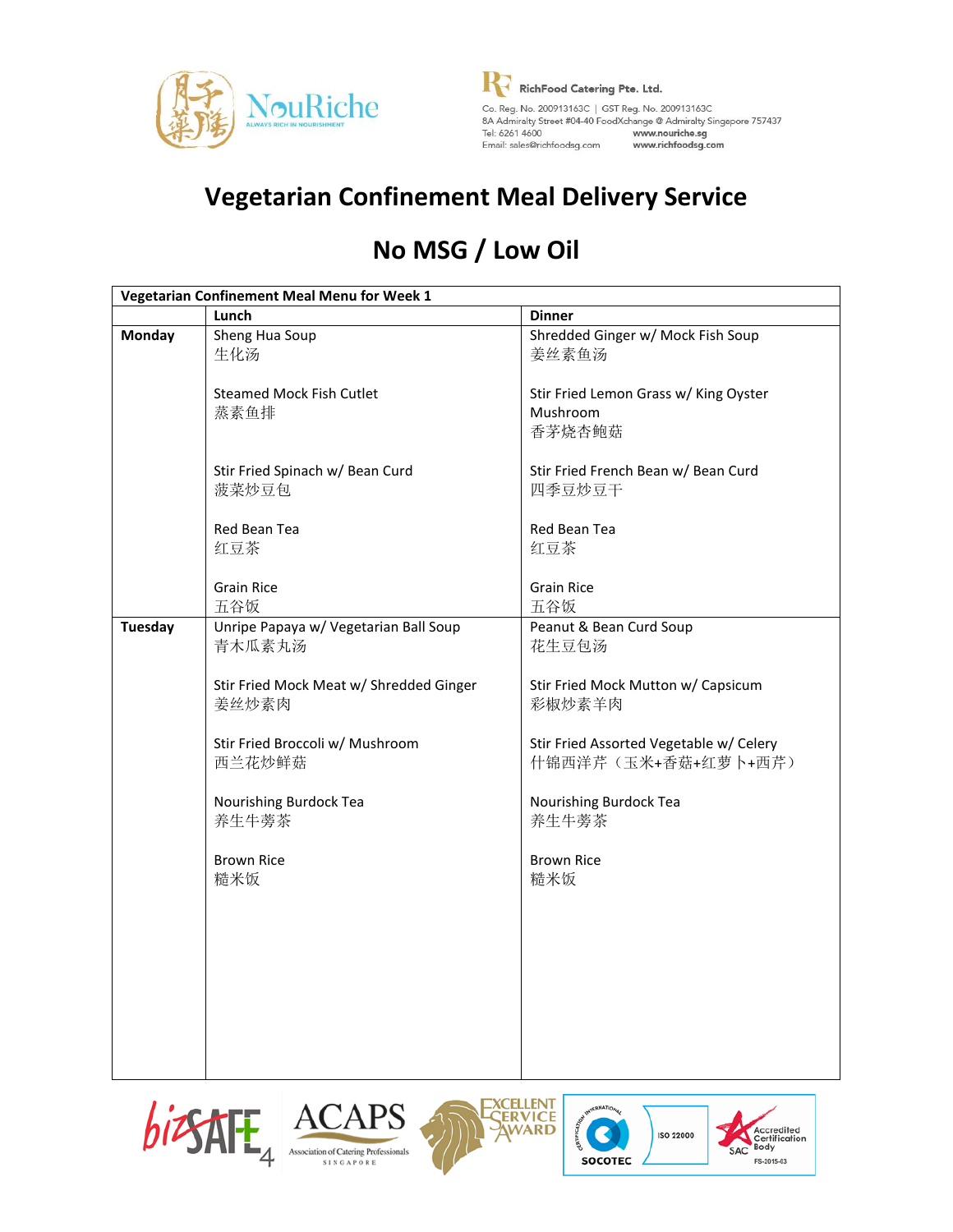RichFood Catering Pte. Ltd.

Co. Reg. No. 200913163C | GST Reg. No. 200913163C
8A Admiralty Street #04-40 FoodXchange @ Admiralty Singapore 757437
Tel: 6261 4600 www.nouriche.sg
Email: sales@richfoodsg.com www.richfoodsg.com

# Vegetarian Confinement Meal Delivery Service

# No MSG / Low Oil

| Vegetarian Confinement Meal Menu for Week 1 | | |
|---|---|---|
| | **Lunch** | **Dinner** |
| **Monday** | Sheng Hua Soup<br>生化汤<br><br>Steamed Mock Fish Cutlet<br>蒸素鱼排<br><br>Stir Fried Spinach w/ Bean Curd<br>菠菜炒豆包<br><br>Red Bean Tea<br>红豆茶<br><br>Grain Rice<br>五谷饭 | Shredded Ginger w/ Mock Fish Soup<br>姜丝素鱼汤<br><br>Stir Fried Lemon Grass w/ King Oyster Mushroom<br>香茅烧杏鲍菇<br><br>Stir Fried French Bean w/ Bean Curd<br>四季豆炒豆干<br><br>Red Bean Tea<br>红豆茶<br><br>Grain Rice<br>五谷饭 |
| **Tuesday** | Unripe Papaya w/ Vegetarian Ball Soup<br>青木瓜素丸汤<br><br>Stir Fried Mock Meat w/ Shredded Ginger<br>姜丝炒素肉<br><br>Stir Fried Broccoli w/ Mushroom<br>西兰花炒鲜菇<br><br>Nourishing Burdock Tea<br>养生牛蒡茶<br><br>Brown Rice<br>糙米饭 | Peanut & Bean Curd Soup<br>花生豆包汤<br><br>Stir Fried Mock Mutton w/ Capsicum<br>彩椒炒素羊肉<br><br>Stir Fried Assorted Vegetable w/ Celery<br>什锦西洋芹（玉米+香菇+红萝卜+西芹）<br><br>Nourishing Burdock Tea<br>养生牛蒡茶<br><br>Brown Rice<br>糙米饭 |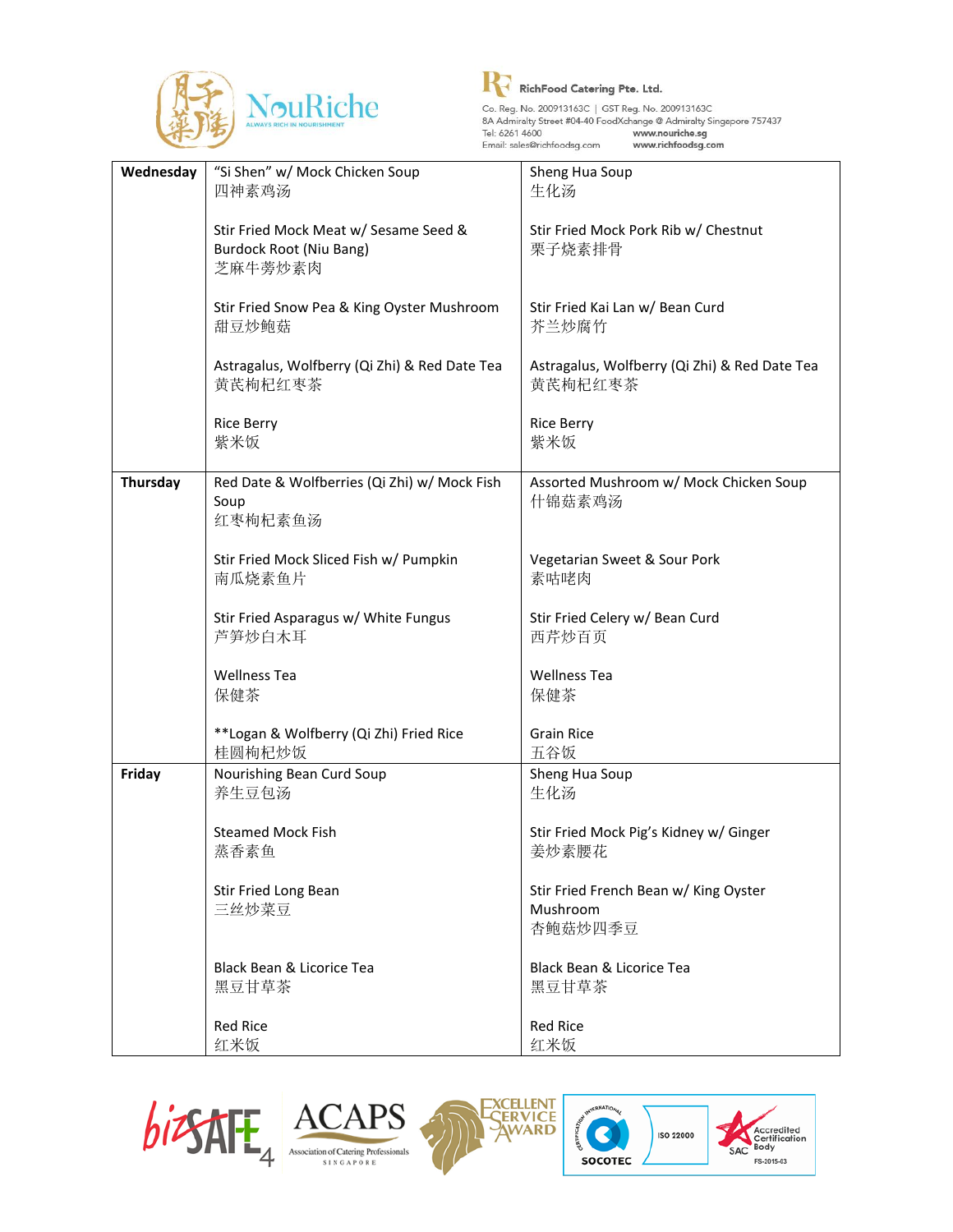NouRiche
ALWAYS RICH IN NOURISHMENT

RichFood Catering Pte. Ltd.
Co. Reg. No. 200913163C | GST Reg. No. 200913163C
8A Admiralty Street #04-40 FoodXchange @ Admiralty Singapore 757437
Tel: 6261 4600 www.nouriche.sg
Email: sales@richfoodsg.com www.richfoodsg.com

| | | |
|---|---|---|
| **Wednesday** | "Si Shen" w/ Mock Chicken Soup<br>四神素鸡汤<br><br>Stir Fried Mock Meat w/ Sesame Seed & Burdock Root (Niu Bang)<br>芝麻牛蒡炒素肉<br><br>Stir Fried Snow Pea & King Oyster Mushroom<br>甜豆炒鲍菇<br><br>Astragalus, Wolfberry (Qi Zhi) & Red Date Tea<br>黄芪枸杞红枣茶<br><br>Rice Berry<br>紫米饭 | Sheng Hua Soup<br>生化汤<br><br>Stir Fried Mock Pork Rib w/ Chestnut<br>栗子烧素排骨<br><br>Stir Fried Kai Lan w/ Bean Curd<br>芥兰炒腐竹<br><br>Astragalus, Wolfberry (Qi Zhi) & Red Date Tea<br>黄芪枸杞红枣茶<br><br>Rice Berry<br>紫米饭 |
| **Thursday** | Red Date & Wolfberries (Qi Zhi) w/ Mock Fish Soup<br>红枣枸杞素鱼汤<br><br>Stir Fried Mock Sliced Fish w/ Pumpkin<br>南瓜烧素鱼片<br><br>Stir Fried Asparagus w/ White Fungus<br>芦笋炒白木耳<br><br>Wellness Tea<br>保健茶<br><br>**Logan & Wolfberry (Qi Zhi) Fried Rice<br>桂圆枸杞炒饭 | Assorted Mushroom w/ Mock Chicken Soup<br>什锦菇素鸡汤<br><br>Vegetarian Sweet & Sour Pork<br>素咕咾肉<br><br>Stir Fried Celery w/ Bean Curd<br>西芹炒百页<br><br>Wellness Tea<br>保健茶<br><br>Grain Rice<br>五谷饭 |
| **Friday** | Nourishing Bean Curd Soup<br>养生豆包汤<br><br>Steamed Mock Fish<br>蒸香素鱼<br><br>Stir Fried Long Bean<br>三丝炒菜豆<br><br>Black Bean & Licorice Tea<br>黑豆甘草茶<br><br>Red Rice<br>红米饭 | Sheng Hua Soup<br>生化汤<br><br>Stir Fried Mock Pig's Kidney w/ Ginger<br>姜炒素腰花<br><br>Stir Fried French Bean w/ King Oyster Mushroom<br>杏鲍菇炒四季豆<br><br>Black Bean & Licorice Tea<br>黑豆甘草茶<br><br>Red Rice<br>红米饭 |

bizSAFE 4 | ACAPS Association of Catering Professionals Singapore | Excellent Service Award | SOCOTEC ISO 22000 | SAC Accredited Certification Body FS-2015-03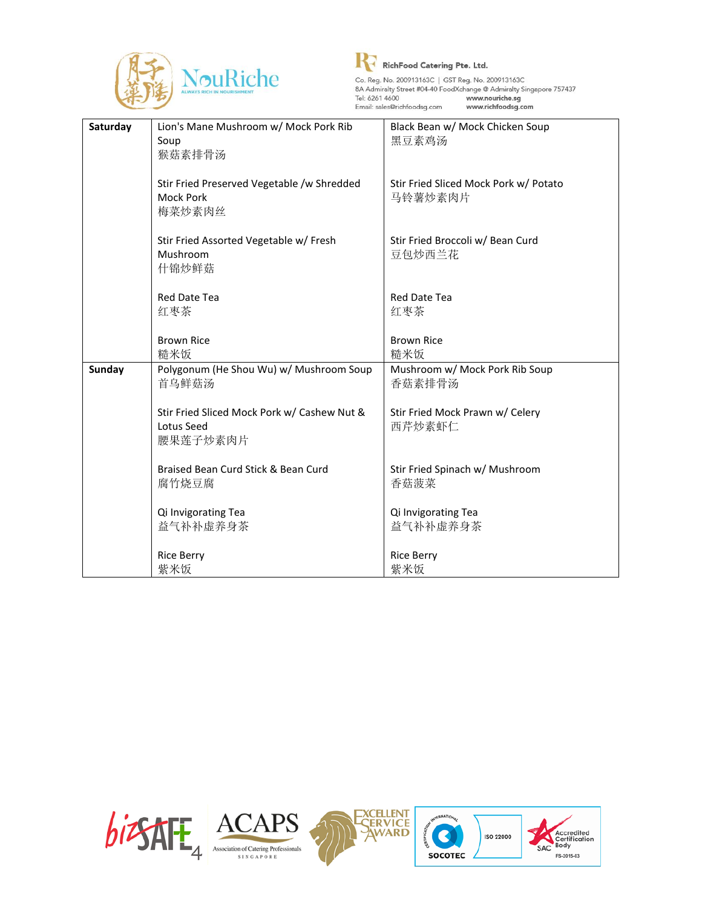| Saturday | Lion's Mane Mushroom w/ Mock Pork Rib Soup<br>猴菇素排骨汤<br><br>Stir Fried Preserved Vegetable /w Shredded Mock Pork<br>梅菜炒素肉丝<br><br>Stir Fried Assorted Vegetable w/ Fresh Mushroom<br>什锦炒鲜菇<br><br>Red Date Tea<br>红枣茶<br><br>Brown Rice<br>糙米饭 | Black Bean w/ Mock Chicken Soup<br>黑豆素鸡汤<br><br>Stir Fried Sliced Mock Pork w/ Potato<br>马铃薯炒素肉片<br><br>Stir Fried Broccoli w/ Bean Curd<br>豆包炒西兰花<br><br>Red Date Tea<br>红枣茶<br><br>Brown Rice<br>糙米饭 |
|---|---|---|
| **Sunday** | Polygonum (He Shou Wu) w/ Mushroom Soup<br>首乌鲜菇汤<br><br>Stir Fried Sliced Mock Pork w/ Cashew Nut & Lotus Seed<br>腰果莲子炒素肉片<br><br>Braised Bean Curd Stick & Bean Curd<br>腐竹烧豆腐<br><br>Qi Invigorating Tea<br>益气补补虚养身茶<br><br>Rice Berry<br>紫米饭 | Mushroom w/ Mock Pork Rib Soup<br>香菇素排骨汤<br><br>Stir Fried Mock Prawn w/ Celery<br>西芹炒素虾仁<br><br>Stir Fried Spinach w/ Mushroom<br>香菇菠菜<br><br>Qi Invigorating Tea<br>益气补补虚养身茶<br><br>Rice Berry<br>紫米饭 |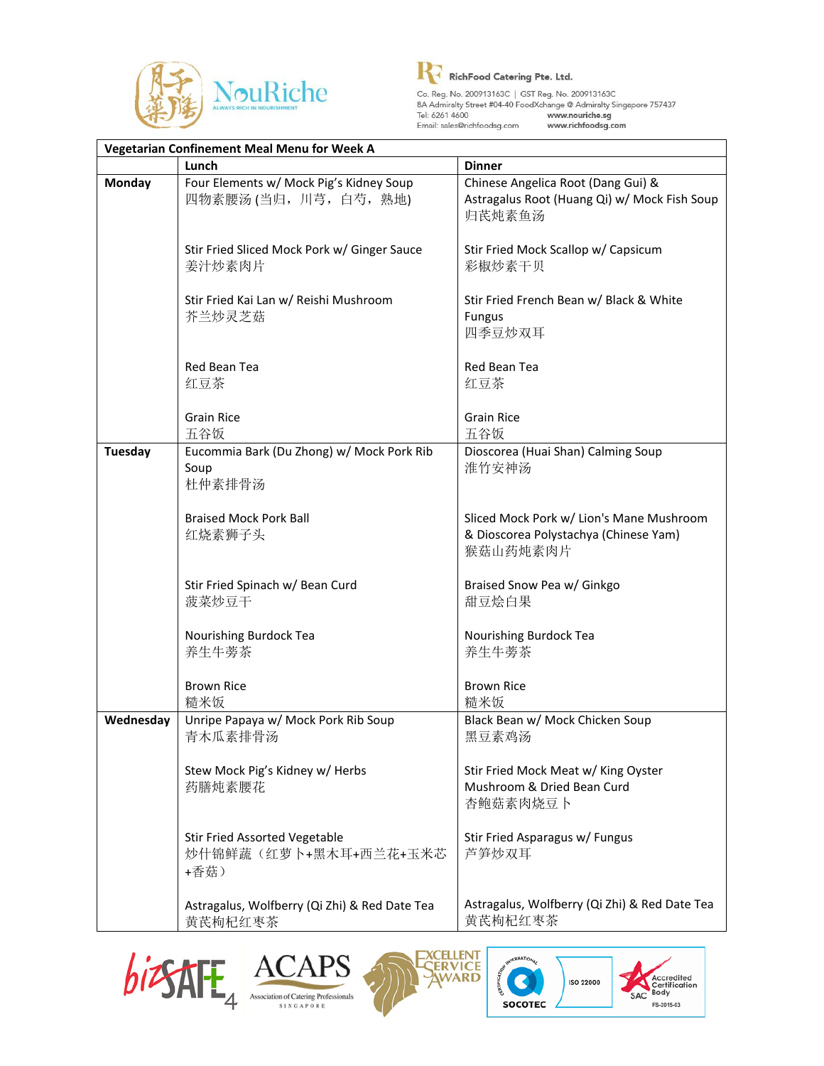NouRiche
ALWAYS RICH IN NOURISHMENT

RichFood Catering Pte. Ltd.
Co. Reg. No. 200913163C | GST Reg. No. 200913163C
8A Admiralty Street #04-40 FoodXchange @ Admiralty Singapore 757447
Tel: 6261 4600 www.nouriche.sg
Email: sales@richfoodsg.com www.richfoodsg.com

| Vegetarian Confinement Meal Menu for Week A | | |
|---|---|---|
| | **Lunch** | **Dinner** |
| **Monday** | Four Elements w/ Mock Pig's Kidney Soup<br>四物素腰汤 (当归，川芎，白芍，熟地)<br><br>Stir Fried Sliced Mock Pork w/ Ginger Sauce<br>姜汁炒素肉片<br><br>Stir Fried Kai Lan w/ Reishi Mushroom<br>芥兰炒灵芝菇<br><br>Red Bean Tea<br>红豆茶<br><br>Grain Rice<br>五谷饭 | Chinese Angelica Root (Dang Gui) & Astragalus Root (Huang Qi) w/ Mock Fish Soup<br>归芪炖素鱼汤<br><br>Stir Fried Mock Scallop w/ Capsicum<br>彩椒炒素干贝<br><br>Stir Fried French Bean w/ Black & White Fungus<br>四季豆炒双耳<br><br>Red Bean Tea<br>红豆茶<br><br>Grain Rice<br>五谷饭 |
| **Tuesday** | Eucommia Bark (Du Zhong) w/ Mock Pork Rib Soup<br>杜仲素排骨汤<br><br>Braised Mock Pork Ball<br>红烧素狮子头<br><br>Stir Fried Spinach w/ Bean Curd<br>菠菜炒豆干<br><br>Nourishing Burdock Tea<br>养生牛蒡茶<br><br>Brown Rice<br>糙米饭 | Dioscorea (Huai Shan) Calming Soup<br>淮竹安神汤<br><br>Sliced Mock Pork w/ Lion's Mane Mushroom & Dioscorea Polystachya (Chinese Yam)<br>猴菇山药炖素肉片<br><br>Braised Snow Pea w/ Ginkgo<br>甜豆烩白果<br><br>Nourishing Burdock Tea<br>养生牛蒡茶<br><br>Brown Rice<br>糙米饭 |
| **Wednesday** | Unripe Papaya w/ Mock Pork Rib Soup<br>青木瓜素排骨汤<br><br>Stew Mock Pig's Kidney w/ Herbs<br>药膳炖素腰花<br><br>Stir Fried Assorted Vegetable<br>炒什锦鲜蔬（红萝卜+黑木耳+西兰花+玉米芯+香菇）<br><br>Astragalus, Wolfberry (Qi Zhi) & Red Date Tea<br>黄芪枸杞红枣茶 | Black Bean w/ Mock Chicken Soup<br>黑豆素鸡汤<br><br>Stir Fried Mock Meat w/ King Oyster Mushroom & Dried Bean Curd<br>杏鲍菇素肉烧豆卜<br><br>Stir Fried Asparagus w/ Fungus<br>芦笋炒双耳<br><br>Astragalus, Wolfberry (Qi Zhi) & Red Date Tea<br>黄芪枸杞红枣茶 |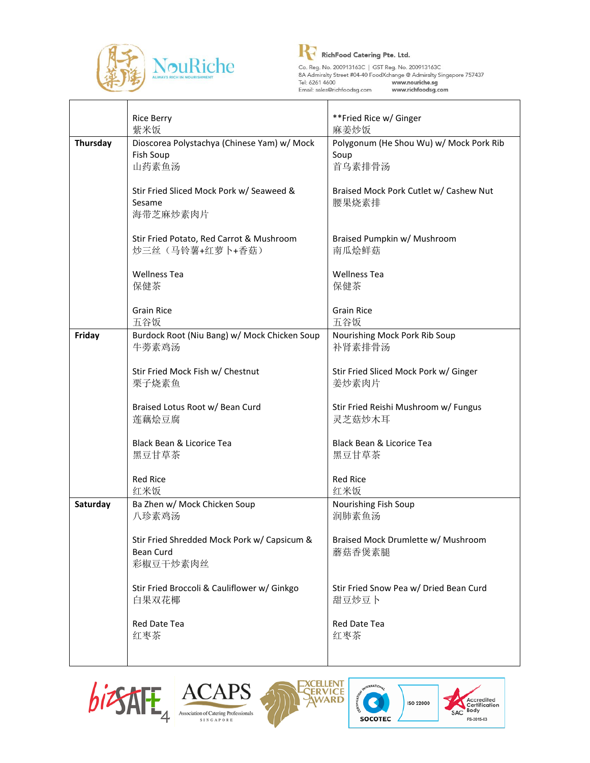| | | |
|---|---|---|
| | Rice Berry<br>紫米饭 | **Fried Rice w/ Ginger<br>麻姜炒饭 |
| **Thursday** | Dioscorea Polystachya (Chinese Yam) w/ Mock Fish Soup<br>山药素鱼汤<br><br>Stir Fried Sliced Mock Pork w/ Seaweed & Sesame<br>海带芝麻炒素肉片<br><br>Stir Fried Potato, Red Carrot & Mushroom<br>炒三丝（马铃薯+红萝卜+香菇）<br><br>Wellness Tea<br>保健茶<br><br>Grain Rice<br>五谷饭 | Polygonum (He Shou Wu) w/ Mock Pork Rib Soup<br>首乌素排骨汤<br><br>Braised Mock Pork Cutlet w/ Cashew Nut<br>腰果烧素排<br><br>Braised Pumpkin w/ Mushroom<br>南瓜烩鲜菇<br><br>Wellness Tea<br>保健茶<br><br>Grain Rice<br>五谷饭 |
| **Friday** | Burdock Root (Niu Bang) w/ Mock Chicken Soup<br>牛蒡素鸡汤<br><br>Stir Fried Mock Fish w/ Chestnut<br>栗子烧素鱼<br><br>Braised Lotus Root w/ Bean Curd<br>莲藕烩豆腐<br><br>Black Bean & Licorice Tea<br>黑豆甘草茶<br><br>Red Rice<br>红米饭 | Nourishing Mock Pork Rib Soup<br>补肾素排骨汤<br><br>Stir Fried Sliced Mock Pork w/ Ginger<br>姜炒素肉片<br><br>Stir Fried Reishi Mushroom w/ Fungus<br>灵芝菇炒木耳<br><br>Black Bean & Licorice Tea<br>黑豆甘草茶<br><br>Red Rice<br>红米饭 |
| **Saturday** | Ba Zhen w/ Mock Chicken Soup<br>八珍素鸡汤<br><br>Stir Fried Shredded Mock Pork w/ Capsicum & Bean Curd<br>彩椒豆干炒素肉丝<br><br>Stir Fried Broccoli & Cauliflower w/ Ginkgo<br>白果双花椰<br><br>Red Date Tea<br>红枣茶 | Nourishing Fish Soup<br>润肺素鱼汤<br><br>Braised Mock Drumlette w/ Mushroom<br>蘑菇香煲素腿<br><br>Stir Fried Snow Pea w/ Dried Bean Curd<br>甜豆炒豆卜<br><br>Red Date Tea<br>红枣茶 |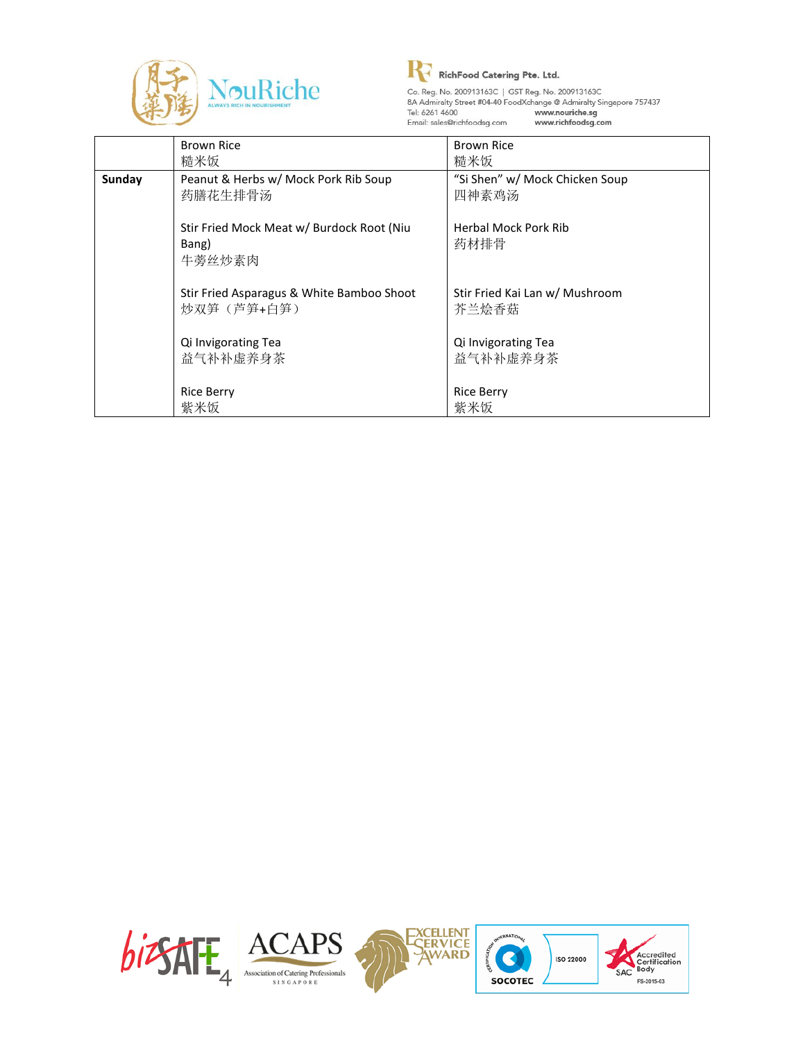| | | |
|---|---|---|
| | Brown Rice<br>糙米饭 | Brown Rice<br>糙米饭 |
| **Sunday** | Peanut & Herbs w/ Mock Pork Rib Soup<br>药膳花生排骨汤<br><br>Stir Fried Mock Meat w/ Burdock Root (Niu Bang)<br>牛蒡丝炒素肉<br><br>Stir Fried Asparagus & White Bamboo Shoot<br>炒双笋（芦笋+白笋）<br><br>Qi Invigorating Tea<br>益气补补虚养身茶<br><br>Rice Berry<br>紫米饭 | "Si Shen" w/ Mock Chicken Soup<br>四神素鸡汤<br><br>Herbal Mock Pork Rib<br>药材排骨<br><br>Stir Fried Kai Lan w/ Mushroom<br>芥兰烩香菇<br><br>Qi Invigorating Tea<br>益气补补虚养身茶<br><br>Rice Berry<br>紫米饭 |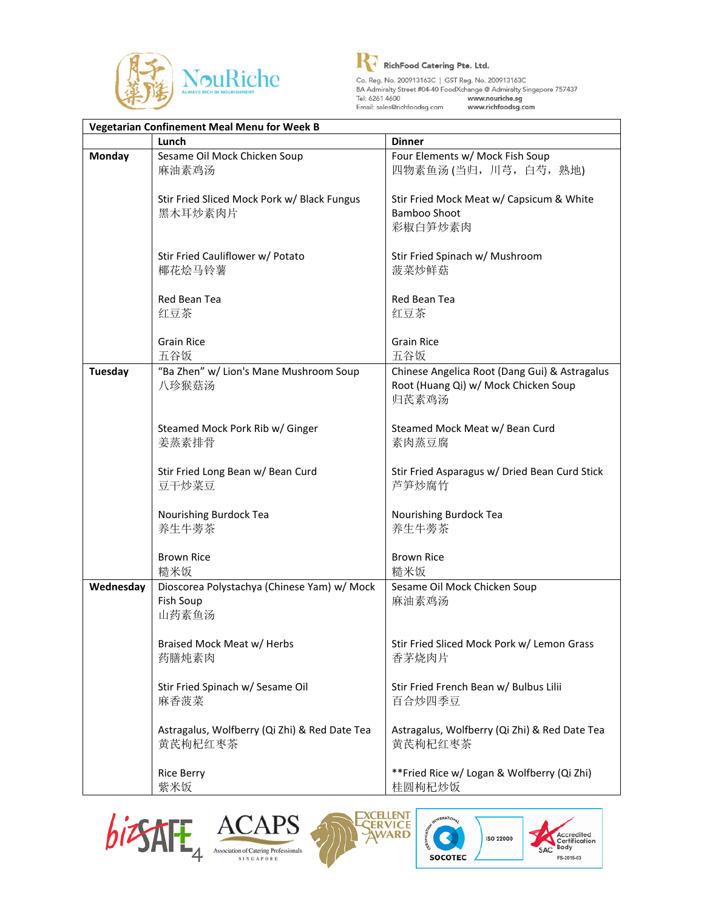RichFood Catering Pte. Ltd.

Co. Reg. No. 200913163C | GST Reg. No. 200913163C
8A Admiralty Street #04-40 FoodXchange @ Admiralty Singapore 757437
Tel: 6261 4600 www.nouriche.sg
Email: sales@richfoodsg.com www.richfoodsg.com

| Vegetarian Confinement Meal Menu for Week B | | |
|---|---|---|
| | **Lunch** | **Dinner** |
| **Monday** | Sesame Oil Mock Chicken Soup<br>麻油素鸡汤<br><br>Stir Fried Sliced Mock Pork w/ Black Fungus<br>黑木耳炒素肉片<br><br>Stir Fried Cauliflower w/ Potato<br>椰花烩马铃薯<br><br>Red Bean Tea<br>红豆茶<br><br>Grain Rice<br>五谷饭 | Four Elements w/ Mock Fish Soup<br>四物素鱼汤 (当归，川芎，白芍，熟地)<br><br>Stir Fried Mock Meat w/ Capsicum & White Bamboo Shoot<br>彩椒白笋炒素肉<br><br>Stir Fried Spinach w/ Mushroom<br>菠菜炒鲜菇<br><br>Red Bean Tea<br>红豆茶<br><br>Grain Rice<br>五谷饭 |
| **Tuesday** | "Ba Zhen" w/ Lion's Mane Mushroom Soup<br>八珍猴菇汤<br><br>Steamed Mock Pork Rib w/ Ginger<br>姜蒸素排骨<br><br>Stir Fried Long Bean w/ Bean Curd<br>豆干炒菜豆<br><br>Nourishing Burdock Tea<br>养生牛蒡茶<br><br>Brown Rice<br>糙米饭 | Chinese Angelica Root (Dang Gui) & Astragalus Root (Huang Qi) w/ Mock Chicken Soup<br>归芪素鸡汤<br><br>Steamed Mock Meat w/ Bean Curd<br>素肉蒸豆腐<br><br>Stir Fried Asparagus w/ Dried Bean Curd Stick<br>芦笋炒腐竹<br><br>Nourishing Burdock Tea<br>养生牛蒡茶<br><br>Brown Rice<br>糙米饭 |
| **Wednesday** | Dioscorea Polystachya (Chinese Yam) w/ Mock Fish Soup<br>山药素鱼汤<br><br>Braised Mock Meat w/ Herbs<br>药膳炖素肉<br><br>Stir Fried Spinach w/ Sesame Oil<br>麻香菠菜<br><br>Astragalus, Wolfberry (Qi Zhi) & Red Date Tea<br>黄芪枸杞红枣茶<br><br>Rice Berry<br>紫米饭 | Sesame Oil Mock Chicken Soup<br>麻油素鸡汤<br><br>Stir Fried Sliced Mock Pork w/ Lemon Grass<br>香茅烧肉片<br><br>Stir Fried French Bean w/ Bulbus Lilii<br>百合炒四季豆<br><br>Astragalus, Wolfberry (Qi Zhi) & Red Date Tea<br>黄芪枸杞红枣茶<br><br>**Fried Rice w/ Logan & Wolfberry (Qi Zhi)<br>桂圆枸杞炒饭 |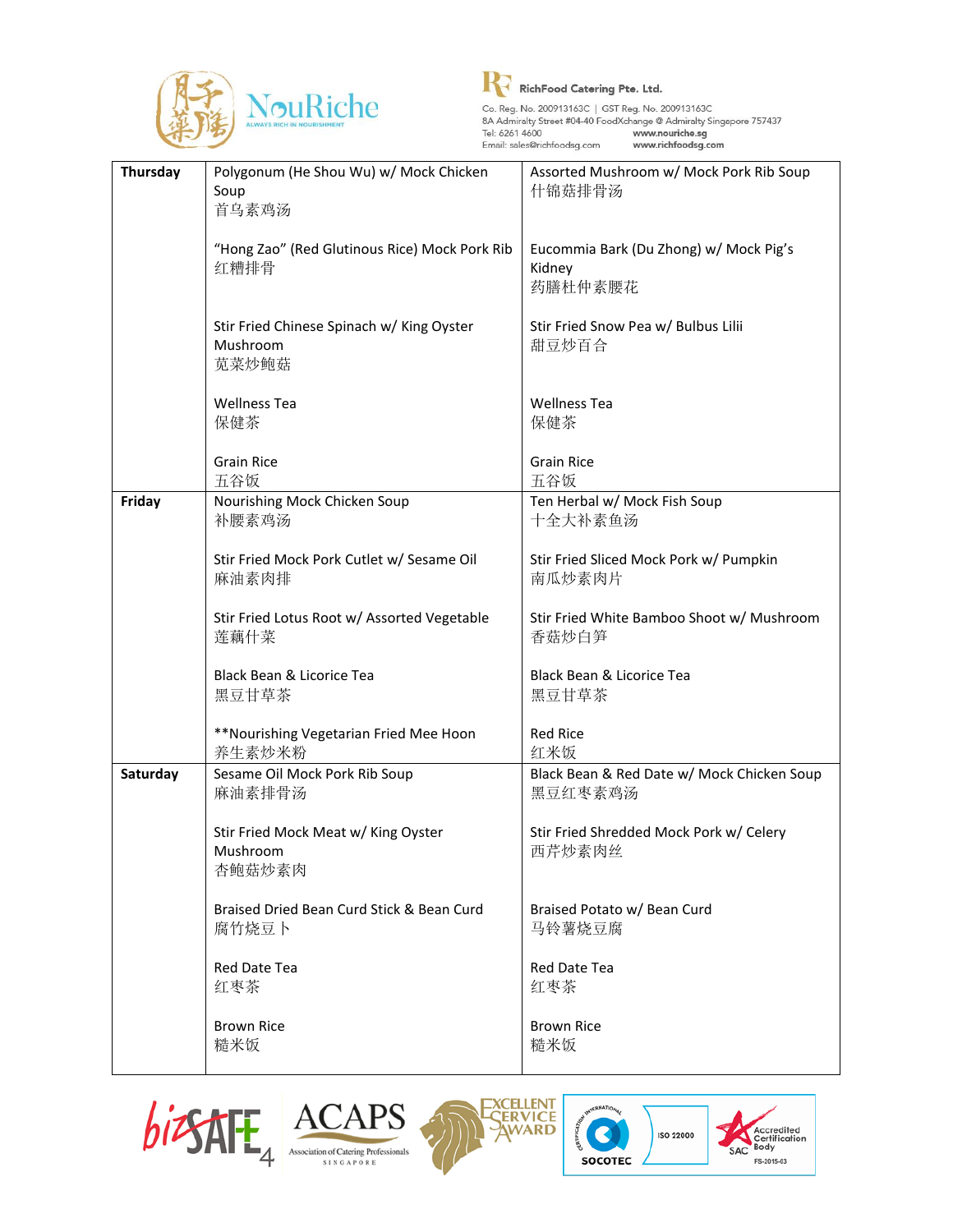| Thursday | Polygonum (He Shou Wu) w/ Mock Chicken Soup<br>首乌素鸡汤<br><br>"Hong Zao" (Red Glutinous Rice) Mock Pork Rib<br>红糟排骨<br><br>Stir Fried Chinese Spinach w/ King Oyster Mushroom<br>苋菜炒鲍菇<br><br>Wellness Tea<br>保健茶<br><br>Grain Rice<br>五谷饭 | Assorted Mushroom w/ Mock Pork Rib Soup<br>什锦菇排骨汤<br><br>Eucommia Bark (Du Zhong) w/ Mock Pig's Kidney<br>药膳杜仲素腰花<br><br>Stir Fried Snow Pea w/ Bulbus Lilii<br>甜豆炒百合<br><br>Wellness Tea<br>保健茶<br><br>Grain Rice<br>五谷饭 |
|---|---|---|
| Friday | Nourishing Mock Chicken Soup<br>补腰素鸡汤<br><br>Stir Fried Mock Pork Cutlet w/ Sesame Oil<br>麻油素肉排<br><br>Stir Fried Lotus Root w/ Assorted Vegetable<br>莲藕什菜<br><br>Black Bean & Licorice Tea<br>黑豆甘草茶<br><br>**Nourishing Vegetarian Fried Mee Hoon<br>养生素炒米粉 | Ten Herbal w/ Mock Fish Soup<br>十全大补素鱼汤<br><br>Stir Fried Sliced Mock Pork w/ Pumpkin<br>南瓜炒素肉片<br><br>Stir Fried White Bamboo Shoot w/ Mushroom<br>香菇炒白笋<br><br>Black Bean & Licorice Tea<br>黑豆甘草茶<br><br>Red Rice<br>红米饭 |
| Saturday | Sesame Oil Mock Pork Rib Soup<br>麻油素排骨汤<br><br>Stir Fried Mock Meat w/ King Oyster Mushroom<br>杏鲍菇炒素肉<br><br>Braised Dried Bean Curd Stick & Bean Curd<br>腐竹烧豆卜<br><br>Red Date Tea<br>红枣茶<br><br>Brown Rice<br>糙米饭 | Black Bean & Red Date w/ Mock Chicken Soup<br>黑豆红枣素鸡汤<br><br>Stir Fried Shredded Mock Pork w/ Celery<br>西芹炒素肉丝<br><br>Braised Potato w/ Bean Curd<br>马铃薯烧豆腐<br><br>Red Date Tea<br>红枣茶<br><br>Brown Rice<br>糙米饭 |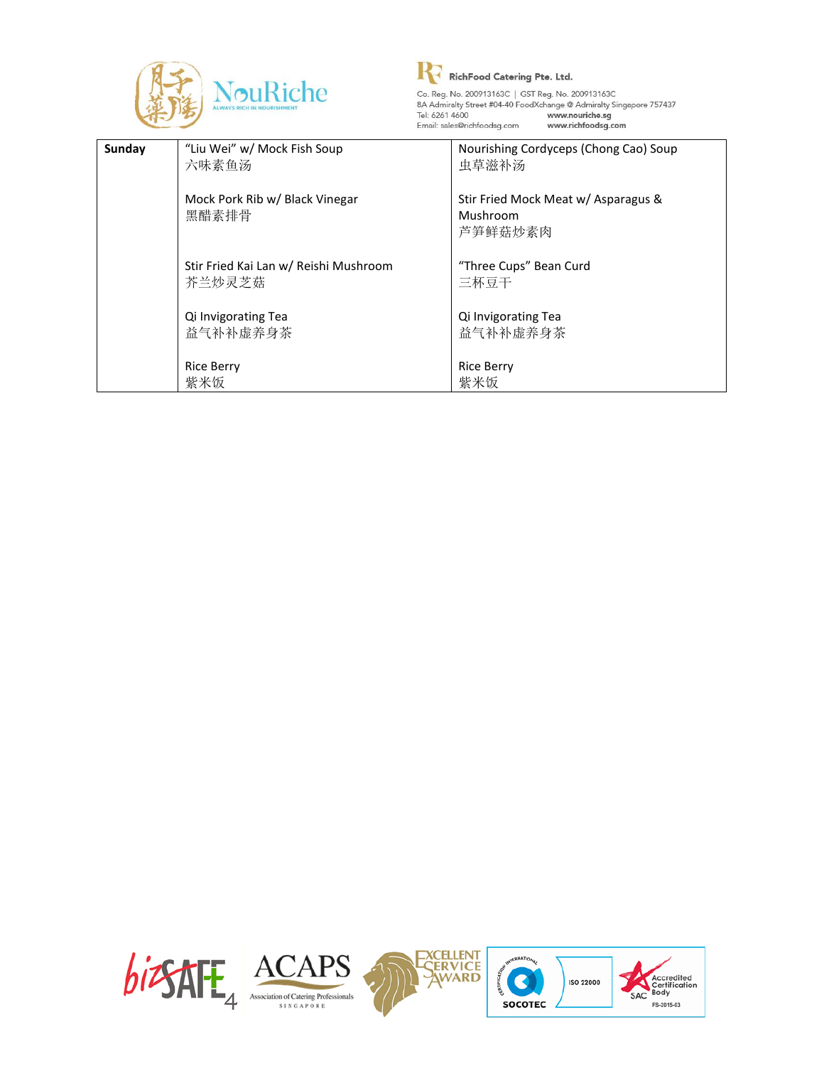| Sunday | "Liu Wei" w/ Mock Fish Soup<br>六味素鱼汤<br><br>Mock Pork Rib w/ Black Vinegar<br>黑醋素排骨<br><br>Stir Fried Kai Lan w/ Reishi Mushroom<br>芥兰炒灵芝菇<br><br>Qi Invigorating Tea<br>益气补补虚养身茶<br><br>Rice Berry<br>紫米饭 | Nourishing Cordyceps (Chong Cao) Soup<br>虫草滋补汤<br><br>Stir Fried Mock Meat w/ Asparagus & Mushroom<br>芦笋鲜菇炒素肉<br><br>"Three Cups" Bean Curd<br>三杯豆干<br><br>Qi Invigorating Tea<br>益气补补虚养身茶<br><br>Rice Berry<br>紫米饭 |
|---|---|---|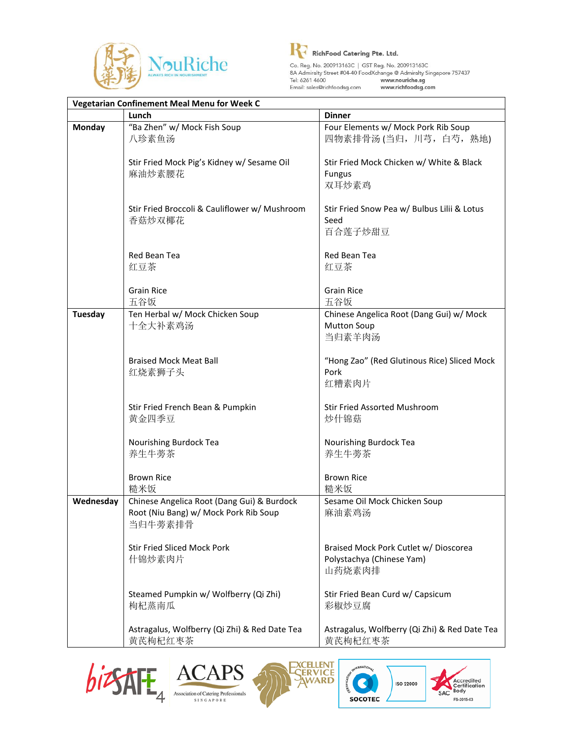RichFood Catering Pte. Ltd.

Co. Reg. No. 200913163C | GST Reg. No. 200913163C
8A Admiralty Street #04-40 FoodXchange @ Admiralty Singapore 757437
Tel: 6261 4600 www.nouriche.sg
Email: sales@richfoodsg.com www.richfoodsg.com

| Vegetarian Confinement Meal Menu for Week C | | |
|---|---|---|
| | **Lunch** | **Dinner** |
| **Monday** | "Ba Zhen" w/ Mock Fish Soup<br>八珍素鱼汤<br><br>Stir Fried Mock Pig's Kidney w/ Sesame Oil<br>麻油炒素腰花<br><br>Stir Fried Broccoli & Cauliflower w/ Mushroom<br>香菇炒双椰花<br><br>Red Bean Tea<br>红豆茶<br><br>Grain Rice<br>五谷饭 | Four Elements w/ Mock Pork Rib Soup<br>四物素排骨汤 (当归，川芎，白芍，熟地)<br><br>Stir Fried Mock Chicken w/ White & Black Fungus<br>双耳炒素鸡<br><br>Stir Fried Snow Pea w/ Bulbus Lilii & Lotus Seed<br>百合莲子炒甜豆<br><br>Red Bean Tea<br>红豆茶<br><br>Grain Rice<br>五谷饭 |
| **Tuesday** | Ten Herbal w/ Mock Chicken Soup<br>十全大补素鸡汤<br><br>Braised Mock Meat Ball<br>红烧素狮子头<br><br>Stir Fried French Bean & Pumpkin<br>黄金四季豆<br><br>Nourishing Burdock Tea<br>养生牛蒡茶<br><br>Brown Rice<br>糙米饭 | Chinese Angelica Root (Dang Gui) w/ Mock Mutton Soup<br>当归素羊肉汤<br><br>"Hong Zao" (Red Glutinous Rice) Sliced Mock Pork<br>红糟素肉片<br><br>Stir Fried Assorted Mushroom<br>炒什锦菇<br><br>Nourishing Burdock Tea<br>养生牛蒡茶<br><br>Brown Rice<br>糙米饭 |
| **Wednesday** | Chinese Angelica Root (Dang Gui) & Burdock Root (Niu Bang) w/ Mock Pork Rib Soup<br>当归牛蒡素排骨<br><br>Stir Fried Sliced Mock Pork<br>什锦炒素肉片<br><br>Steamed Pumpkin w/ Wolfberry (Qi Zhi)<br>枸杞蒸南瓜<br><br>Astragalus, Wolfberry (Qi Zhi) & Red Date Tea<br>黄芪枸杞红枣茶 | Sesame Oil Mock Chicken Soup<br>麻油素鸡汤<br><br>Braised Mock Pork Cutlet w/ Dioscorea Polystachya (Chinese Yam)<br>山药烧素肉排<br><br>Stir Fried Bean Curd w/ Capsicum<br>彩椒炒豆腐<br><br>Astragalus, Wolfberry (Qi Zhi) & Red Date Tea<br>黄芪枸杞红枣茶 |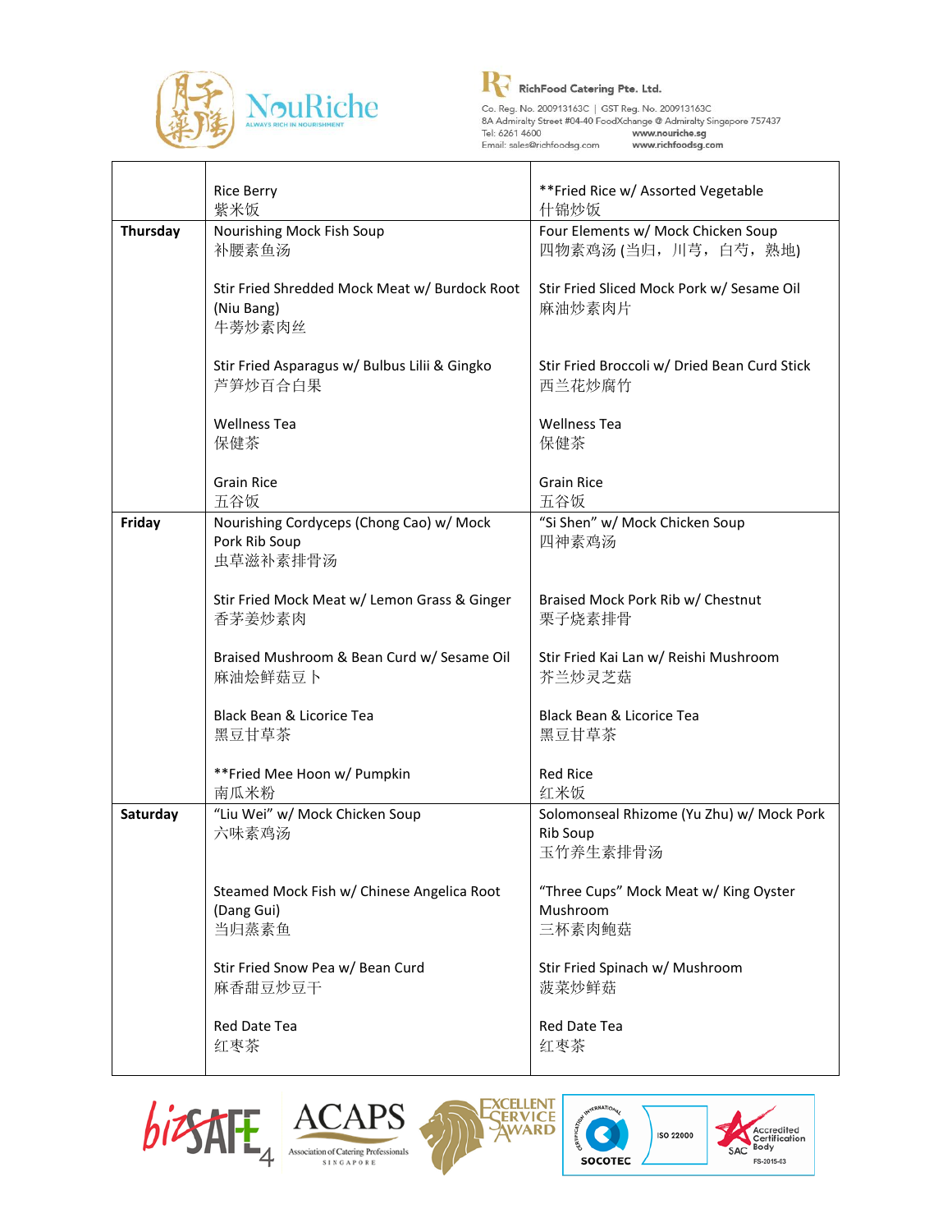| | | |
|---|---|---|
| | Rice Berry<br>紫米饭 | **Fried Rice w/ Assorted Vegetable<br>什锦炒饭 |
| **Thursday** | Nourishing Mock Fish Soup<br>补腰素鱼汤<br><br>Stir Fried Shredded Mock Meat w/ Burdock Root (Niu Bang)<br>牛蒡炒素肉丝<br><br>Stir Fried Asparagus w/ Bulbus Lilii & Gingko<br>芦笋炒百合白果<br><br>Wellness Tea<br>保健茶<br><br>Grain Rice<br>五谷饭 | Four Elements w/ Mock Chicken Soup<br>四物素鸡汤 (当归，川芎，白芍，熟地)<br><br>Stir Fried Sliced Mock Pork w/ Sesame Oil<br>麻油炒素肉片<br><br>Stir Fried Broccoli w/ Dried Bean Curd Stick<br>西兰花炒腐竹<br><br>Wellness Tea<br>保健茶<br><br>Grain Rice<br>五谷饭 |
| **Friday** | Nourishing Cordyceps (Chong Cao) w/ Mock Pork Rib Soup<br>虫草滋补素排骨汤<br><br>Stir Fried Mock Meat w/ Lemon Grass & Ginger<br>香茅姜炒素肉<br><br>Braised Mushroom & Bean Curd w/ Sesame Oil<br>麻油烩鲜菇豆卜<br><br>Black Bean & Licorice Tea<br>黑豆甘草茶<br><br>**Fried Mee Hoon w/ Pumpkin<br>南瓜米粉 | "Si Shen" w/ Mock Chicken Soup<br>四神素鸡汤<br><br>Braised Mock Pork Rib w/ Chestnut<br>栗子烧素排骨<br><br>Stir Fried Kai Lan w/ Reishi Mushroom<br>芥兰炒灵芝菇<br><br>Black Bean & Licorice Tea<br>黑豆甘草茶<br><br>Red Rice<br>红米饭 |
| **Saturday** | "Liu Wei" w/ Mock Chicken Soup<br>六味素鸡汤<br><br>Steamed Mock Fish w/ Chinese Angelica Root (Dang Gui)<br>当归蒸素鱼<br><br>Stir Fried Snow Pea w/ Bean Curd<br>麻香甜豆炒豆干<br><br>Red Date Tea<br>红枣茶 | Solomonseal Rhizome (Yu Zhu) w/ Mock Pork Rib Soup<br>玉竹养生素排骨汤<br><br>"Three Cups" Mock Meat w/ King Oyster Mushroom<br>三杯素肉鲍菇<br><br>Stir Fried Spinach w/ Mushroom<br>菠菜炒鲜菇<br><br>Red Date Tea<br>红枣茶 |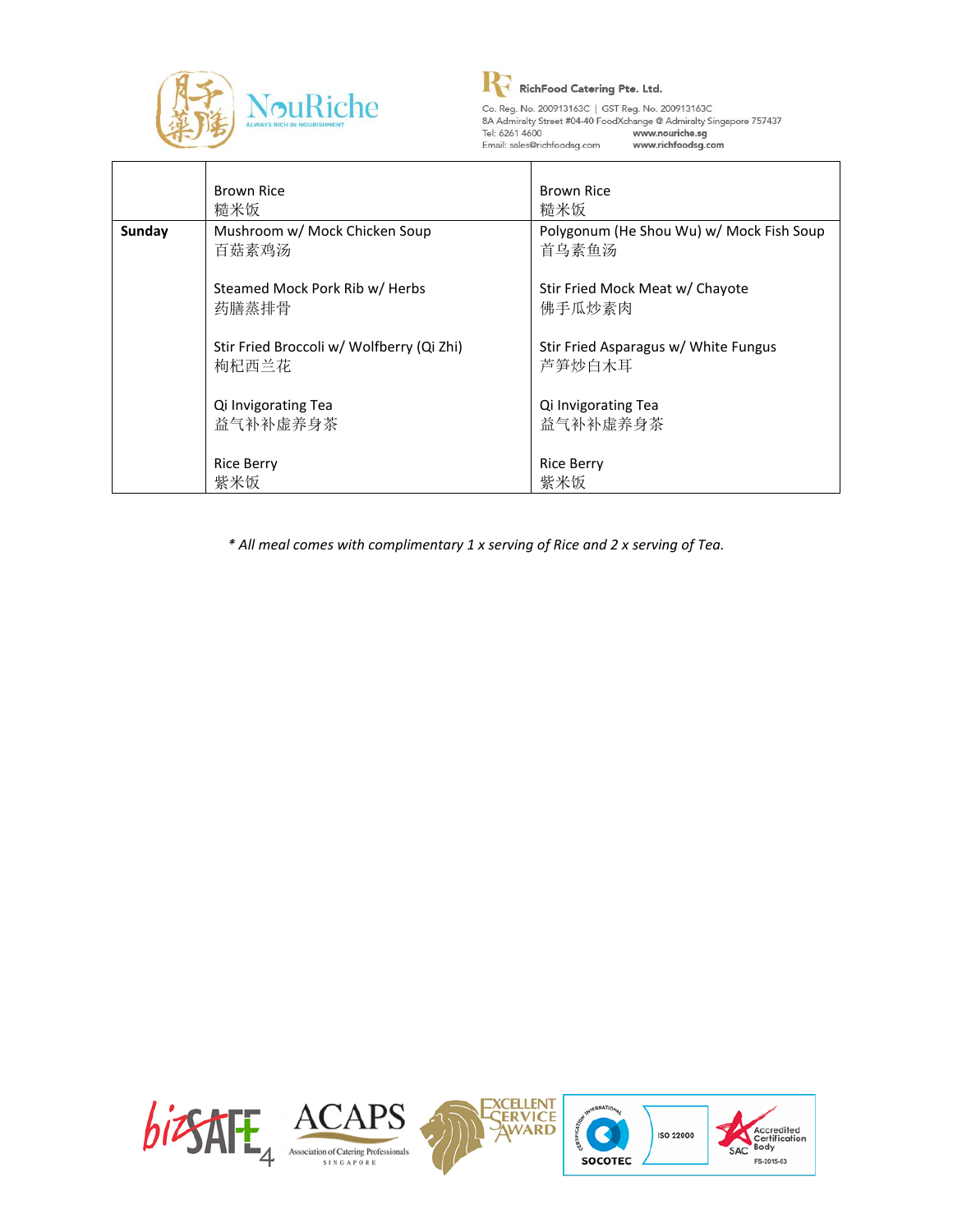| | | |
|---|---|---|
| | Brown Rice<br>糙米饭 | Brown Rice<br>糙米饭 |
| **Sunday** | Mushroom w/ Mock Chicken Soup<br>百菇素鸡汤<br><br>Steamed Mock Pork Rib w/ Herbs<br>药膳蒸排骨<br><br>Stir Fried Broccoli w/ Wolfberry (Qi Zhi)<br>枸杞西兰花<br><br>Qi Invigorating Tea<br>益气补补虚养身茶<br><br>Rice Berry<br>紫米饭 | Polygonum (He Shou Wu) w/ Mock Fish Soup<br>首乌素鱼汤<br><br>Stir Fried Mock Meat w/ Chayote<br>佛手瓜炒素肉<br><br>Stir Fried Asparagus w/ White Fungus<br>芦笋炒白木耳<br><br>Qi Invigorating Tea<br>益气补补虚养身茶<br><br>Rice Berry<br>紫米饭 |

*\* All meal comes with complimentary 1 x serving of Rice and 2 x serving of Tea.*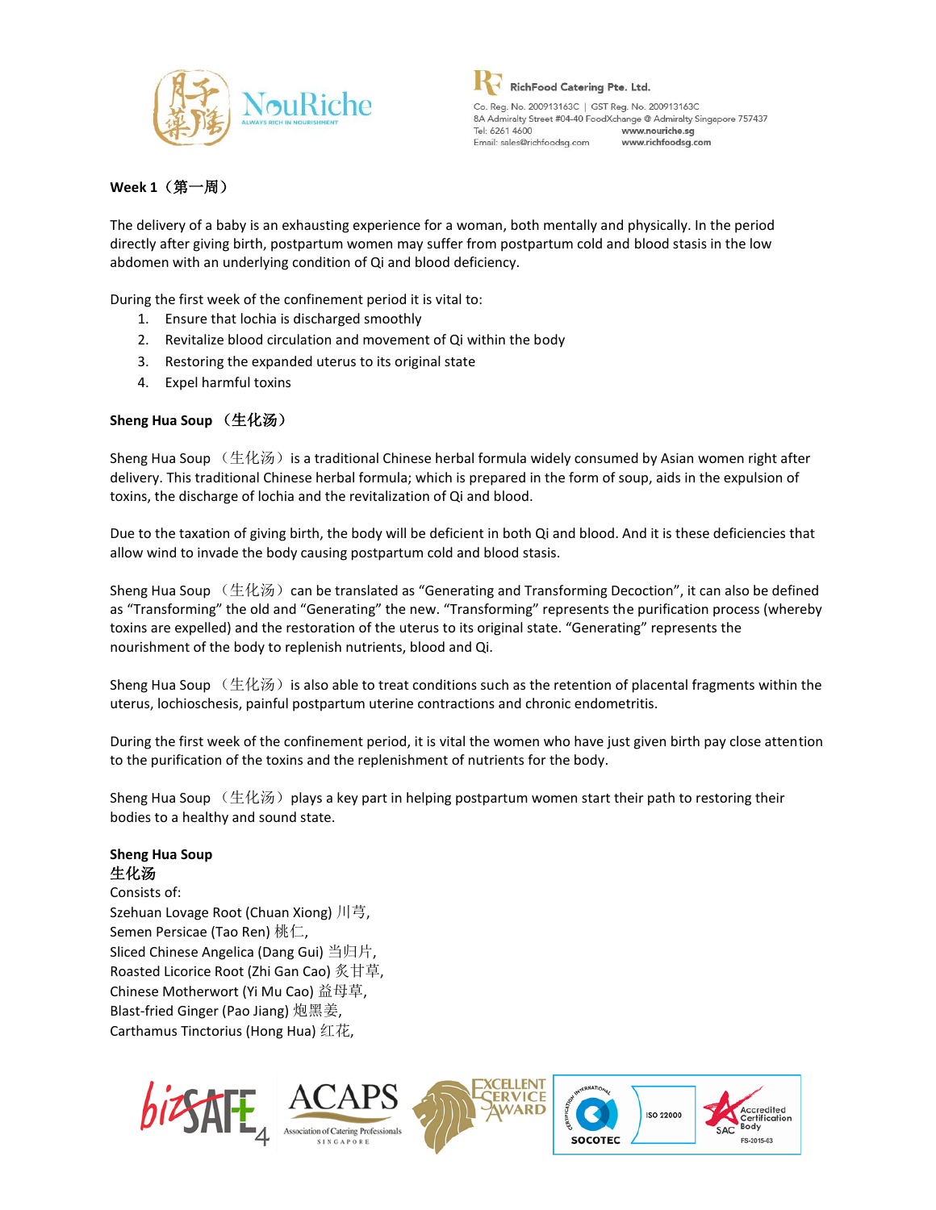**Week 1（第一周）**

The delivery of a baby is an exhausting experience for a woman, both mentally and physically. In the period directly after giving birth, postpartum women may suffer from postpartum cold and blood stasis in the low abdomen with an underlying condition of Qi and blood deficiency.

During the first week of the confinement period it is vital to:

1. Ensure that lochia is discharged smoothly
2. Revitalize blood circulation and movement of Qi within the body
3. Restoring the expanded uterus to its original state
4. Expel harmful toxins

**Sheng Hua Soup （生化汤）**

Sheng Hua Soup （生化汤）is a traditional Chinese herbal formula widely consumed by Asian women right after delivery. This traditional Chinese herbal formula; which is prepared in the form of soup, aids in the expulsion of toxins, the discharge of lochia and the revitalization of Qi and blood.

Due to the taxation of giving birth, the body will be deficient in both Qi and blood. And it is these deficiencies that allow wind to invade the body causing postpartum cold and blood stasis.

Sheng Hua Soup （生化汤）can be translated as “Generating and Transforming Decoction”, it can also be defined as “Transforming” the old and “Generating” the new. “Transforming” represents the purification process (whereby toxins are expelled) and the restoration of the uterus to its original state. “Generating” represents the nourishment of the body to replenish nutrients, blood and Qi.

Sheng Hua Soup （生化汤）is also able to treat conditions such as the retention of placental fragments within the uterus, lochioschesis, painful postpartum uterine contractions and chronic endometritis.

During the first week of the confinement period, it is vital the women who have just given birth pay close attention to the purification of the toxins and the replenishment of nutrients for the body.

Sheng Hua Soup （生化汤）plays a key part in helping postpartum women start their path to restoring their bodies to a healthy and sound state.

**Sheng Hua Soup**
**生化汤**
Consists of:
Szehuan Lovage Root (Chuan Xiong) 川芎,
Semen Persicae (Tao Ren) 桃仁,
Sliced Chinese Angelica (Dang Gui) 当归片,
Roasted Licorice Root (Zhi Gan Cao) 炙甘草,
Chinese Motherwort (Yi Mu Cao) 益母草,
Blast-fried Ginger (Pao Jiang) 炮黑姜,
Carthamus Tinctorius (Hong Hua) 红花,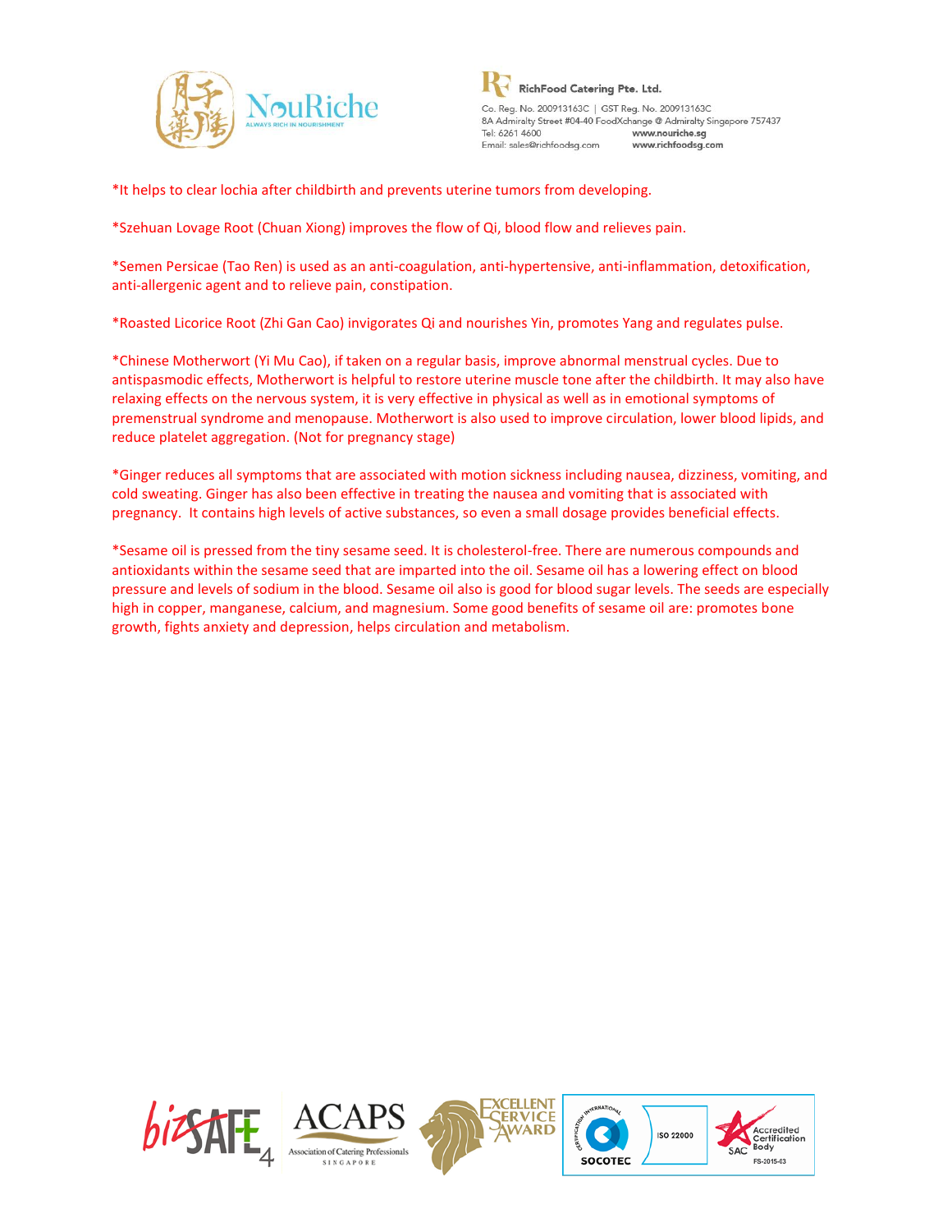*It helps to clear lochia after childbirth and prevents uterine tumors from developing.

*Szehuan Lovage Root (Chuan Xiong) improves the flow of Qi, blood flow and relieves pain.

*Semen Persicae (Tao Ren) is used as an anti-coagulation, anti-hypertensive, anti-inflammation, detoxification, anti-allergenic agent and to relieve pain, constipation.

*Roasted Licorice Root (Zhi Gan Cao) invigorates Qi and nourishes Yin, promotes Yang and regulates pulse.

*Chinese Motherwort (Yi Mu Cao), if taken on a regular basis, improve abnormal menstrual cycles. Due to antispasmodic effects, Motherwort is helpful to restore uterine muscle tone after the childbirth. It may also have relaxing effects on the nervous system, it is very effective in physical as well as in emotional symptoms of premenstrual syndrome and menopause. Motherwort is also used to improve circulation, lower blood lipids, and reduce platelet aggregation. (Not for pregnancy stage)

*Ginger reduces all symptoms that are associated with motion sickness including nausea, dizziness, vomiting, and cold sweating. Ginger has also been effective in treating the nausea and vomiting that is associated with pregnancy. It contains high levels of active substances, so even a small dosage provides beneficial effects.

*Sesame oil is pressed from the tiny sesame seed. It is cholesterol-free. There are numerous compounds and antioxidants within the sesame seed that are imparted into the oil. Sesame oil has a lowering effect on blood pressure and levels of sodium in the blood. Sesame oil also is good for blood sugar levels. The seeds are especially high in copper, manganese, calcium, and magnesium. Some good benefits of sesame oil are: promotes bone growth, fights anxiety and depression, helps circulation and metabolism.